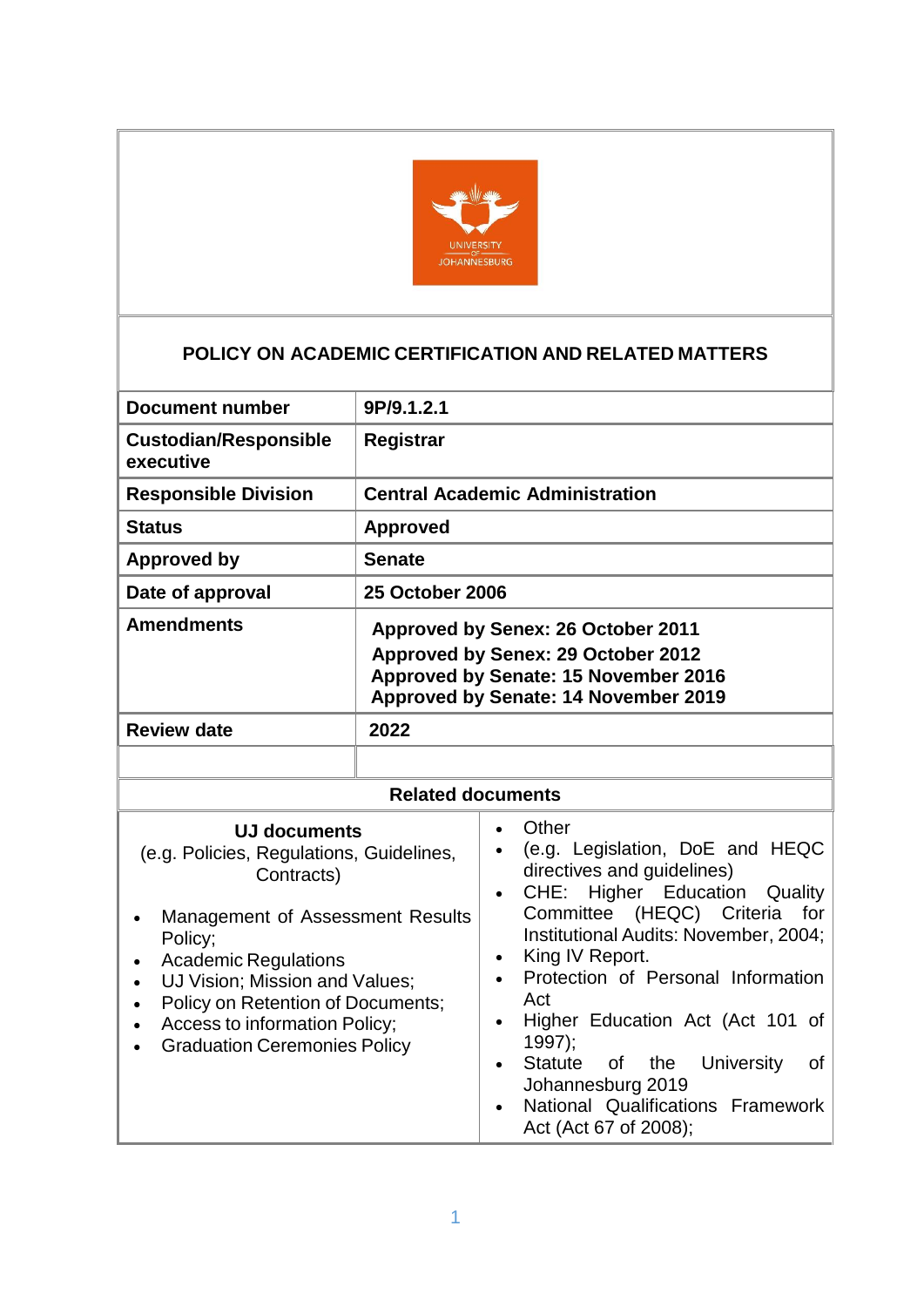# POLICY ON ACADEMIC CERTIFICATION AND RELATED MATTERS

| | |
|---|---|
| **Document number** | **9P/9.1.2.1** |
| **Custodian/Responsible executive** | **Registrar** |
| **Responsible Division** | **Central Academic Administration** |
| **Status** | **Approved** |
| **Approved by** | **Senate** |
| **Date of approval** | **25 October 2006** |
| **Amendments** | **Approved by Senex: 26 October 2011**<br>**Approved by Senex: 29 October 2012**<br>**Approved by Senate: 15 November 2016**<br>**Approved by Senate: 14 November 2019** |
| **Review date** | **2022** |
| | |

## Related documents

| **UJ documents**<br>(e.g. Policies, Regulations, Guidelines, Contracts) | |
|---|---|
| • Management of Assessment Results Policy;<br>• Academic Regulations<br>• UJ Vision; Mission and Values;<br>• Policy on Retention of Documents;<br>• Access to information Policy;<br>• Graduation Ceremonies Policy | • Other<br>• (e.g. Legislation, DoE and HEQC directives and guidelines)<br>• CHE: Higher Education Quality Committee (HEQC) Criteria for Institutional Audits: November, 2004;<br>• King IV Report.<br>• Protection of Personal Information Act<br>• Higher Education Act (Act 101 of 1997);<br>• Statute of the University of Johannesburg 2019<br>• National Qualifications Framework Act (Act 67 of 2008); |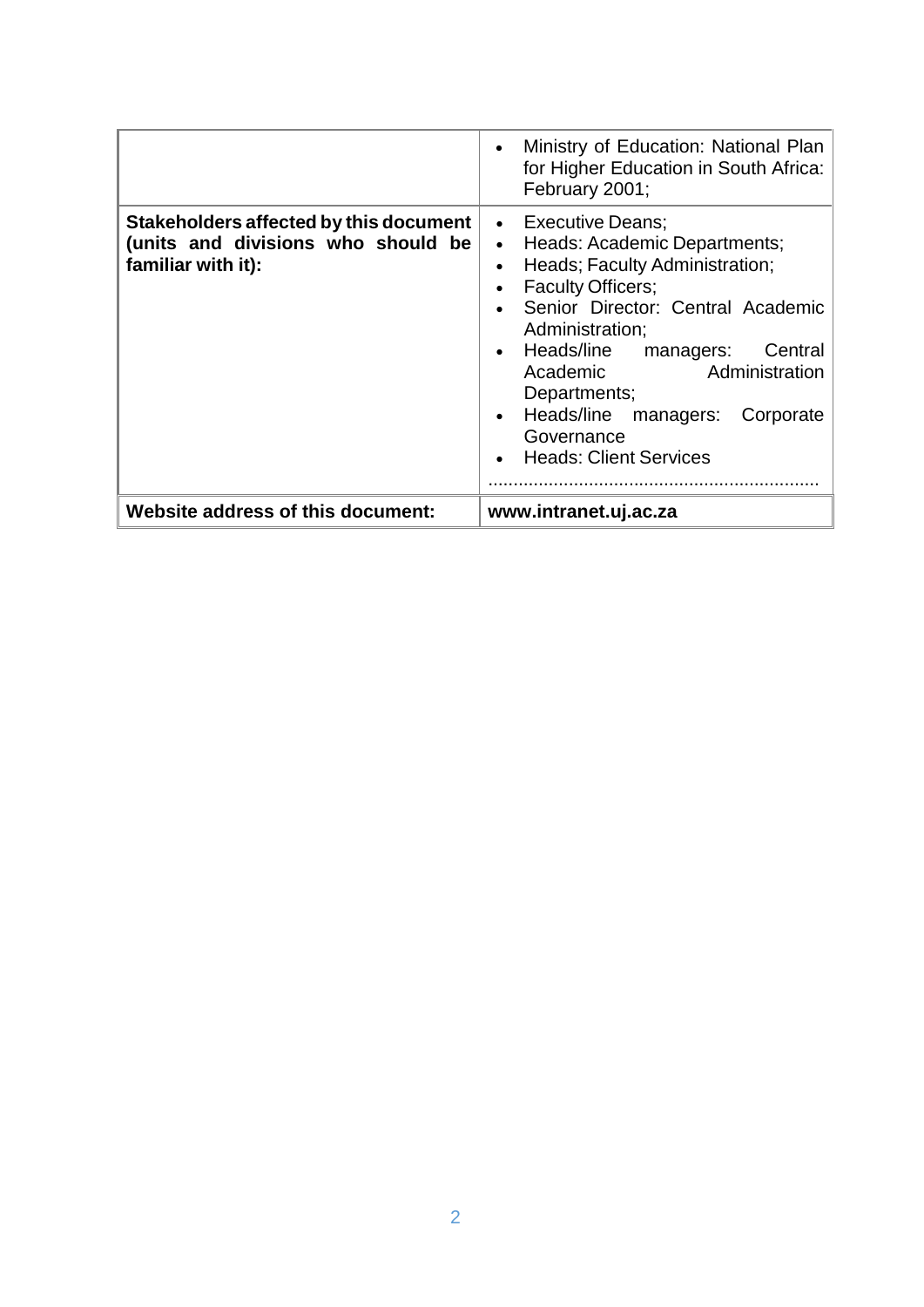| | |
|---|---|
| | • Ministry of Education: National Plan for Higher Education in South Africa: February 2001; |
| **Stakeholders affected by this document (units and divisions who should be familiar with it):** | • Executive Deans;<br>• Heads: Academic Departments;<br>• Heads; Faculty Administration;<br>• Faculty Officers;<br>• Senior Director: Central Academic Administration;<br>• Heads/line managers: Central Academic Administration Departments;<br>• Heads/line managers: Corporate Governance<br>• Heads: Client Services<br>................................................................. |
| **Website address of this document:** | **www.intranet.uj.ac.za** |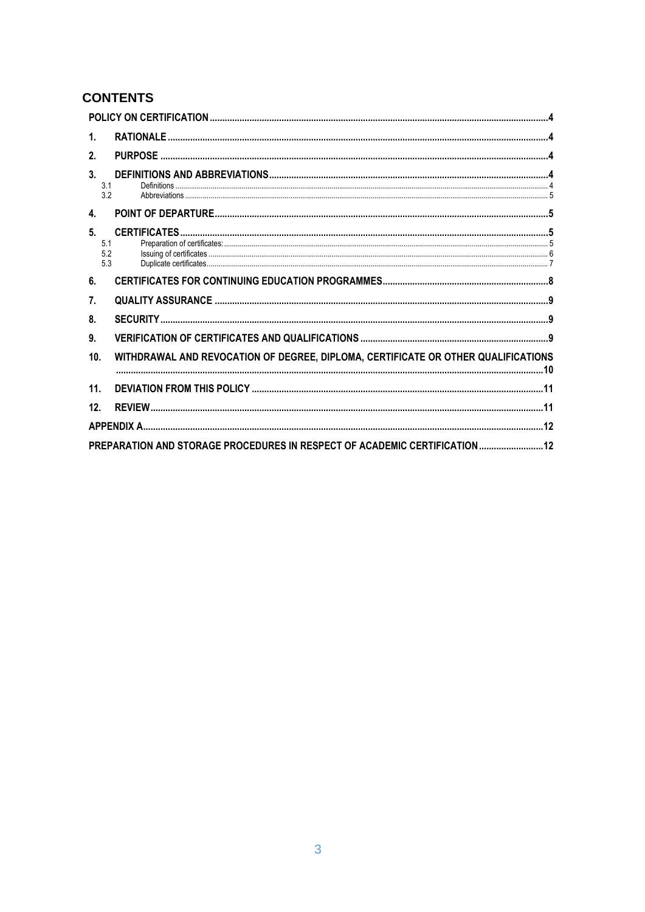## CONTENTS

POLICY ON CERTIFICATION ....4

1. RATIONALE ....4
2. PURPOSE ....4
3. DEFINITIONS AND ABBREVIATIONS ....4
   - 3.1 Definitions ....4
   - 3.2 Abbreviations ....5
4. POINT OF DEPARTURE ....5
5. CERTIFICATES ....5
   - 5.1 Preparation of certificates: ....5
   - 5.2 Issuing of certificates ....6
   - 5.3 Duplicate certificates ....7
6. CERTIFICATES FOR CONTINUING EDUCATION PROGRAMMES ....8
7. QUALITY ASSURANCE ....9
8. SECURITY ....9
9. VERIFICATION OF CERTIFICATES AND QUALIFICATIONS ....9
10. WITHDRAWAL AND REVOCATION OF DEGREE, DIPLOMA, CERTIFICATE OR OTHER QUALIFICATIONS ....10
11. DEVIATION FROM THIS POLICY ....11
12. REVIEW ....11

APPENDIX A ....12

PREPARATION AND STORAGE PROCEDURES IN RESPECT OF ACADEMIC CERTIFICATION ....12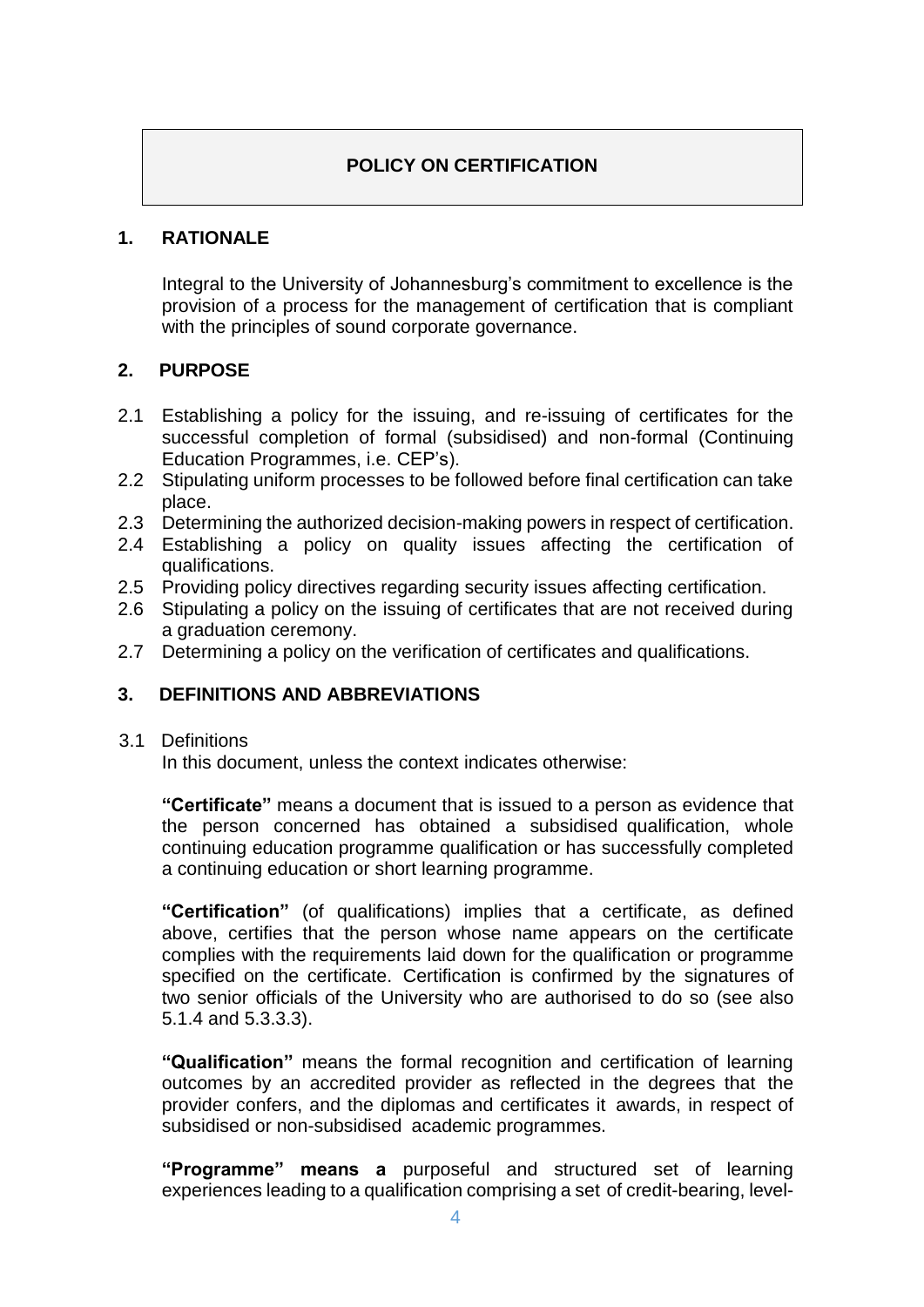# POLICY ON CERTIFICATION

## 1. RATIONALE

Integral to the University of Johannesburg's commitment to excellence is the provision of a process for the management of certification that is compliant with the principles of sound corporate governance.

## 2. PURPOSE

2.1 Establishing a policy for the issuing, and re-issuing of certificates for the successful completion of formal (subsidised) and non-formal (Continuing Education Programmes, i.e. CEP's).

2.2 Stipulating uniform processes to be followed before final certification can take place.

2.3 Determining the authorized decision-making powers in respect of certification.

2.4 Establishing a policy on quality issues affecting the certification of qualifications.

2.5 Providing policy directives regarding security issues affecting certification.

2.6 Stipulating a policy on the issuing of certificates that are not received during a graduation ceremony.

2.7 Determining a policy on the verification of certificates and qualifications.

## 3. DEFINITIONS AND ABBREVIATIONS

3.1 Definitions

In this document, unless the context indicates otherwise:

**"Certificate"** means a document that is issued to a person as evidence that the person concerned has obtained a subsidised qualification, whole continuing education programme qualification or has successfully completed a continuing education or short learning programme.

**"Certification"** (of qualifications) implies that a certificate, as defined above, certifies that the person whose name appears on the certificate complies with the requirements laid down for the qualification or programme specified on the certificate. Certification is confirmed by the signatures of two senior officials of the University who are authorised to do so (see also 5.1.4 and 5.3.3.3).

**"Qualification"** means the formal recognition and certification of learning outcomes by an accredited provider as reflected in the degrees that the provider confers, and the diplomas and certificates it awards, in respect of subsidised or non-subsidised academic programmes.

**"Programme" means a** purposeful and structured set of learning experiences leading to a qualification comprising a set of credit-bearing, level-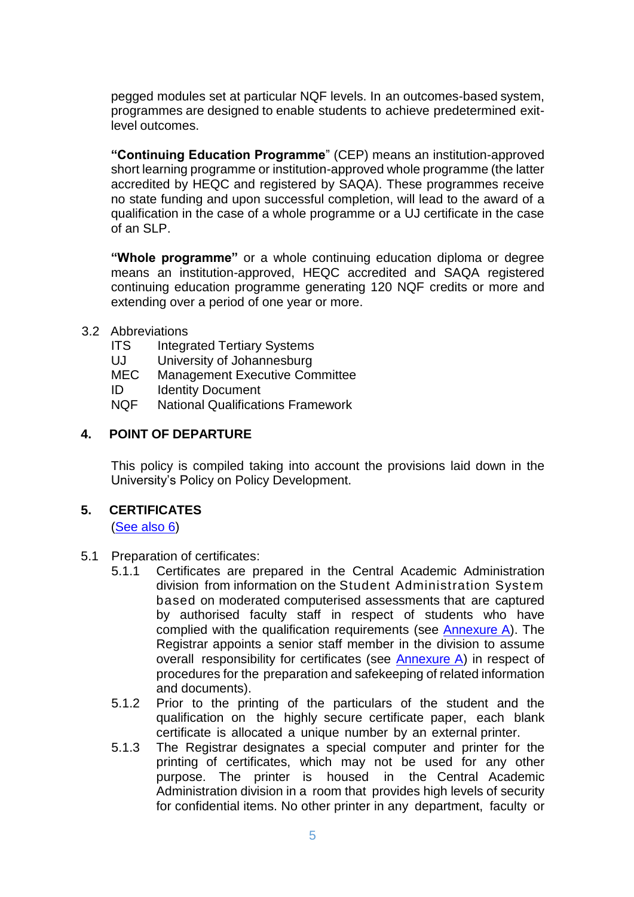pegged modules set at particular NQF levels. In an outcomes-based system, programmes are designed to enable students to achieve predetermined exit-level outcomes.

**"Continuing Education Programme"** (CEP) means an institution-approved short learning programme or institution-approved whole programme (the latter accredited by HEQC and registered by SAQA). These programmes receive no state funding and upon successful completion, will lead to the award of a qualification in the case of a whole programme or a UJ certificate in the case of an SLP.

**"Whole programme"** or a whole continuing education diploma or degree means an institution-approved, HEQC accredited and SAQA registered continuing education programme generating 120 NQF credits or more and extending over a period of one year or more.

3.2 Abbreviations

| | |
|---|---|
| ITS | Integrated Tertiary Systems |
| UJ | University of Johannesburg |
| MEC | Management Executive Committee |
| ID | Identity Document |
| NQF | National Qualifications Framework |

## 4. POINT OF DEPARTURE

This policy is compiled taking into account the provisions laid down in the University's Policy on Policy Development.

## 5. CERTIFICATES

(See also 6)

5.1 Preparation of certificates:

5.1.1 Certificates are prepared in the Central Academic Administration division from information on the Student Administration System based on moderated computerised assessments that are captured by authorised faculty staff in respect of students who have complied with the qualification requirements (see Annexure A). The Registrar appoints a senior staff member in the division to assume overall responsibility for certificates (see Annexure A) in respect of procedures for the preparation and safekeeping of related information and documents).

5.1.2 Prior to the printing of the particulars of the student and the qualification on the highly secure certificate paper, each blank certificate is allocated a unique number by an external printer.

5.1.3 The Registrar designates a special computer and printer for the printing of certificates, which may not be used for any other purpose. The printer is housed in the Central Academic Administration division in a room that provides high levels of security for confidential items. No other printer in any department, faculty or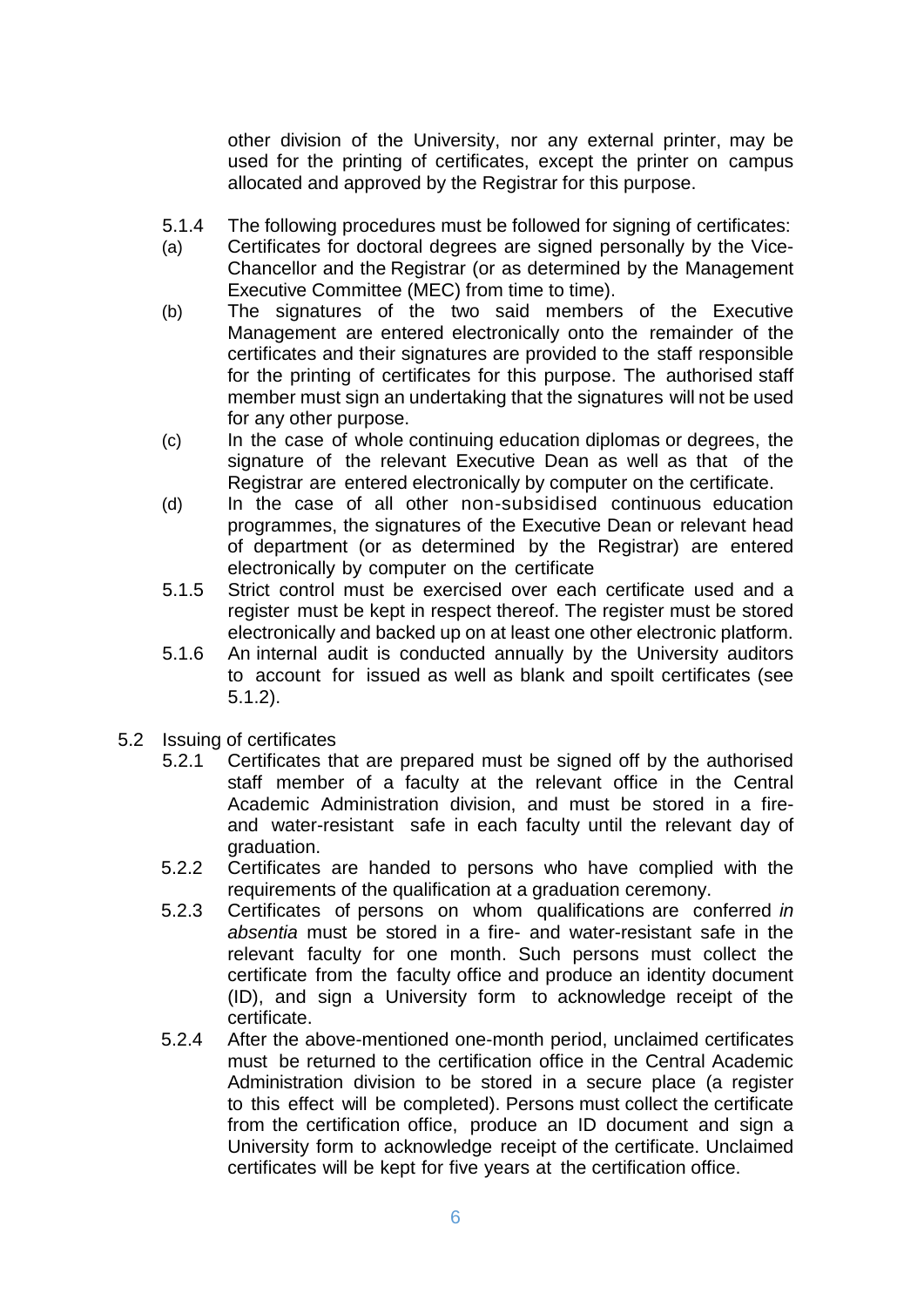other division of the University, nor any external printer, may be used for the printing of certificates, except the printer on campus allocated and approved by the Registrar for this purpose.

5.1.4 The following procedures must be followed for signing of certificates:

(a) Certificates for doctoral degrees are signed personally by the Vice-Chancellor and the Registrar (or as determined by the Management Executive Committee (MEC) from time to time).

(b) The signatures of the two said members of the Executive Management are entered electronically onto the remainder of the certificates and their signatures are provided to the staff responsible for the printing of certificates for this purpose. The authorised staff member must sign an undertaking that the signatures will not be used for any other purpose.

(c) In the case of whole continuing education diplomas or degrees, the signature of the relevant Executive Dean as well as that of the Registrar are entered electronically by computer on the certificate.

(d) In the case of all other non-subsidised continuous education programmes, the signatures of the Executive Dean or relevant head of department (or as determined by the Registrar) are entered electronically by computer on the certificate

5.1.5 Strict control must be exercised over each certificate used and a register must be kept in respect thereof. The register must be stored electronically and backed up on at least one other electronic platform.

5.1.6 An internal audit is conducted annually by the University auditors to account for issued as well as blank and spoilt certificates (see 5.1.2).

5.2 Issuing of certificates

5.2.1 Certificates that are prepared must be signed off by the authorised staff member of a faculty at the relevant office in the Central Academic Administration division, and must be stored in a fire- and water-resistant safe in each faculty until the relevant day of graduation.

5.2.2 Certificates are handed to persons who have complied with the requirements of the qualification at a graduation ceremony.

5.2.3 Certificates of persons on whom qualifications are conferred *in absentia* must be stored in a fire- and water-resistant safe in the relevant faculty for one month. Such persons must collect the certificate from the faculty office and produce an identity document (ID), and sign a University form to acknowledge receipt of the certificate.

5.2.4 After the above-mentioned one-month period, unclaimed certificates must be returned to the certification office in the Central Academic Administration division to be stored in a secure place (a register to this effect will be completed). Persons must collect the certificate from the certification office, produce an ID document and sign a University form to acknowledge receipt of the certificate. Unclaimed certificates will be kept for five years at the certification office.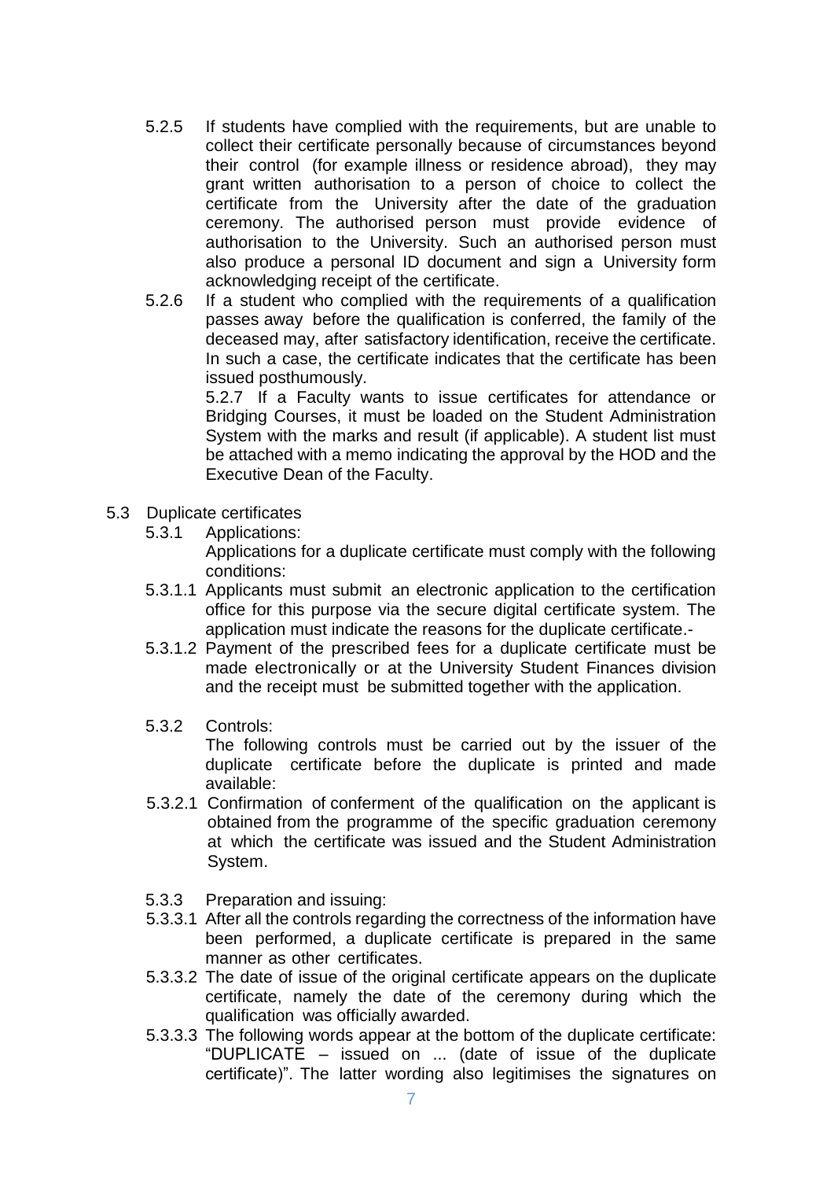5.2.5 If students have complied with the requirements, but are unable to collect their certificate personally because of circumstances beyond their control (for example illness or residence abroad), they may grant written authorisation to a person of choice to collect the certificate from the University after the date of the graduation ceremony. The authorised person must provide evidence of authorisation to the University. Such an authorised person must also produce a personal ID document and sign a University form acknowledging receipt of the certificate.

5.2.6 If a student who complied with the requirements of a qualification passes away before the qualification is conferred, the family of the deceased may, after satisfactory identification, receive the certificate. In such a case, the certificate indicates that the certificate has been issued posthumously.

5.2.7 If a Faculty wants to issue certificates for attendance or Bridging Courses, it must be loaded on the Student Administration System with the marks and result (if applicable). A student list must be attached with a memo indicating the approval by the HOD and the Executive Dean of the Faculty.

5.3 Duplicate certificates

5.3.1 Applications:

Applications for a duplicate certificate must comply with the following conditions:

5.3.1.1 Applicants must submit an electronic application to the certification office for this purpose via the secure digital certificate system. The application must indicate the reasons for the duplicate certificate.-

5.3.1.2 Payment of the prescribed fees for a duplicate certificate must be made electronically or at the University Student Finances division and the receipt must be submitted together with the application.

5.3.2 Controls:

The following controls must be carried out by the issuer of the duplicate certificate before the duplicate is printed and made available:

5.3.2.1 Confirmation of conferment of the qualification on the applicant is obtained from the programme of the specific graduation ceremony at which the certificate was issued and the Student Administration System.

5.3.3 Preparation and issuing:

5.3.3.1 After all the controls regarding the correctness of the information have been performed, a duplicate certificate is prepared in the same manner as other certificates.

5.3.3.2 The date of issue of the original certificate appears on the duplicate certificate, namely the date of the ceremony during which the qualification was officially awarded.

5.3.3.3 The following words appear at the bottom of the duplicate certificate: "DUPLICATE – issued on ... (date of issue of the duplicate certificate)". The latter wording also legitimises the signatures on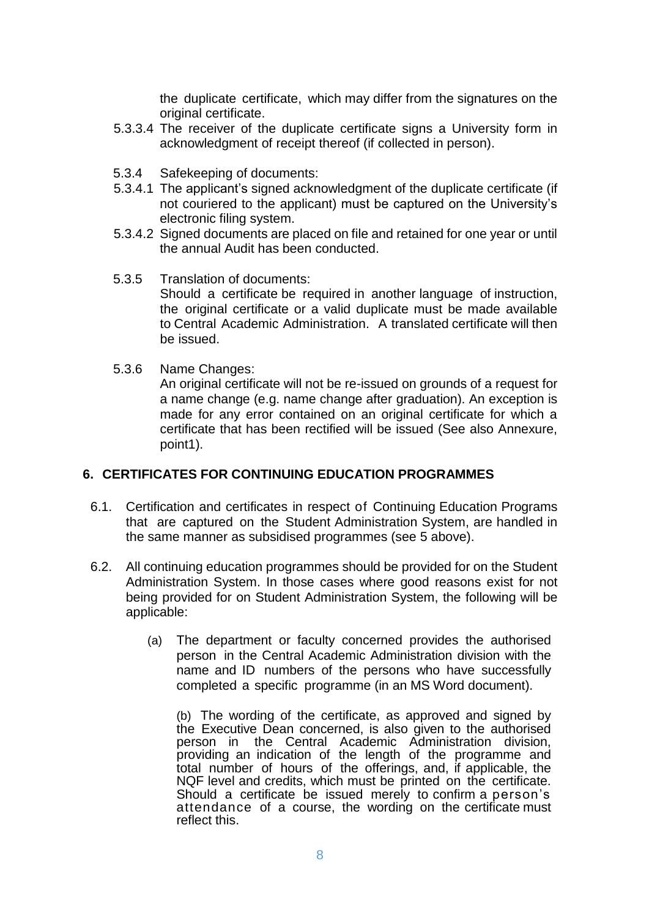the duplicate certificate, which may differ from the signatures on the original certificate.

5.3.3.4 The receiver of the duplicate certificate signs a University form in acknowledgment of receipt thereof (if collected in person).

5.3.4 Safekeeping of documents:

5.3.4.1 The applicant's signed acknowledgment of the duplicate certificate (if not couriered to the applicant) must be captured on the University's electronic filing system.

5.3.4.2 Signed documents are placed on file and retained for one year or until the annual Audit has been conducted.

5.3.5 Translation of documents:
Should a certificate be required in another language of instruction, the original certificate or a valid duplicate must be made available to Central Academic Administration. A translated certificate will then be issued.

5.3.6 Name Changes:
An original certificate will not be re-issued on grounds of a request for a name change (e.g. name change after graduation). An exception is made for any error contained on an original certificate for which a certificate that has been rectified will be issued (See also Annexure, point1).

## 6. CERTIFICATES FOR CONTINUING EDUCATION PROGRAMMES

6.1. Certification and certificates in respect of Continuing Education Programs that are captured on the Student Administration System, are handled in the same manner as subsidised programmes (see 5 above).

6.2. All continuing education programmes should be provided for on the Student Administration System. In those cases where good reasons exist for not being provided for on Student Administration System, the following will be applicable:

(a) The department or faculty concerned provides the authorised person in the Central Academic Administration division with the name and ID numbers of the persons who have successfully completed a specific programme (in an MS Word document).

(b) The wording of the certificate, as approved and signed by the Executive Dean concerned, is also given to the authorised person in the Central Academic Administration division, providing an indication of the length of the programme and total number of hours of the offerings, and, if applicable, the NQF level and credits, which must be printed on the certificate. Should a certificate be issued merely to confirm a person's attendance of a course, the wording on the certificate must reflect this.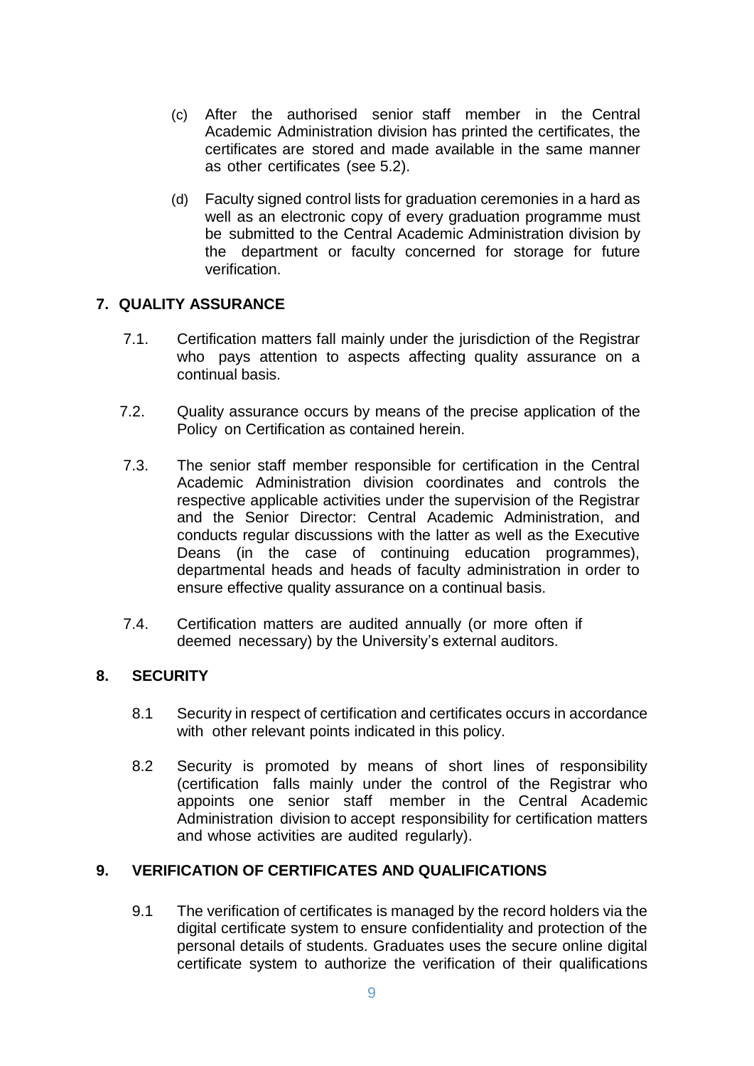(c) After the authorised senior staff member in the Central Academic Administration division has printed the certificates, the certificates are stored and made available in the same manner as other certificates (see 5.2).

(d) Faculty signed control lists for graduation ceremonies in a hard as well as an electronic copy of every graduation programme must be submitted to the Central Academic Administration division by the department or faculty concerned for storage for future verification.

## 7. QUALITY ASSURANCE

7.1. Certification matters fall mainly under the jurisdiction of the Registrar who pays attention to aspects affecting quality assurance on a continual basis.

7.2. Quality assurance occurs by means of the precise application of the Policy on Certification as contained herein.

7.3. The senior staff member responsible for certification in the Central Academic Administration division coordinates and controls the respective applicable activities under the supervision of the Registrar and the Senior Director: Central Academic Administration, and conducts regular discussions with the latter as well as the Executive Deans (in the case of continuing education programmes), departmental heads and heads of faculty administration in order to ensure effective quality assurance on a continual basis.

7.4. Certification matters are audited annually (or more often if deemed necessary) by the University's external auditors.

## 8. SECURITY

8.1 Security in respect of certification and certificates occurs in accordance with other relevant points indicated in this policy.

8.2 Security is promoted by means of short lines of responsibility (certification falls mainly under the control of the Registrar who appoints one senior staff member in the Central Academic Administration division to accept responsibility for certification matters and whose activities are audited regularly).

## 9. VERIFICATION OF CERTIFICATES AND QUALIFICATIONS

9.1 The verification of certificates is managed by the record holders via the digital certificate system to ensure confidentiality and protection of the personal details of students. Graduates uses the secure online digital certificate system to authorize the verification of their qualifications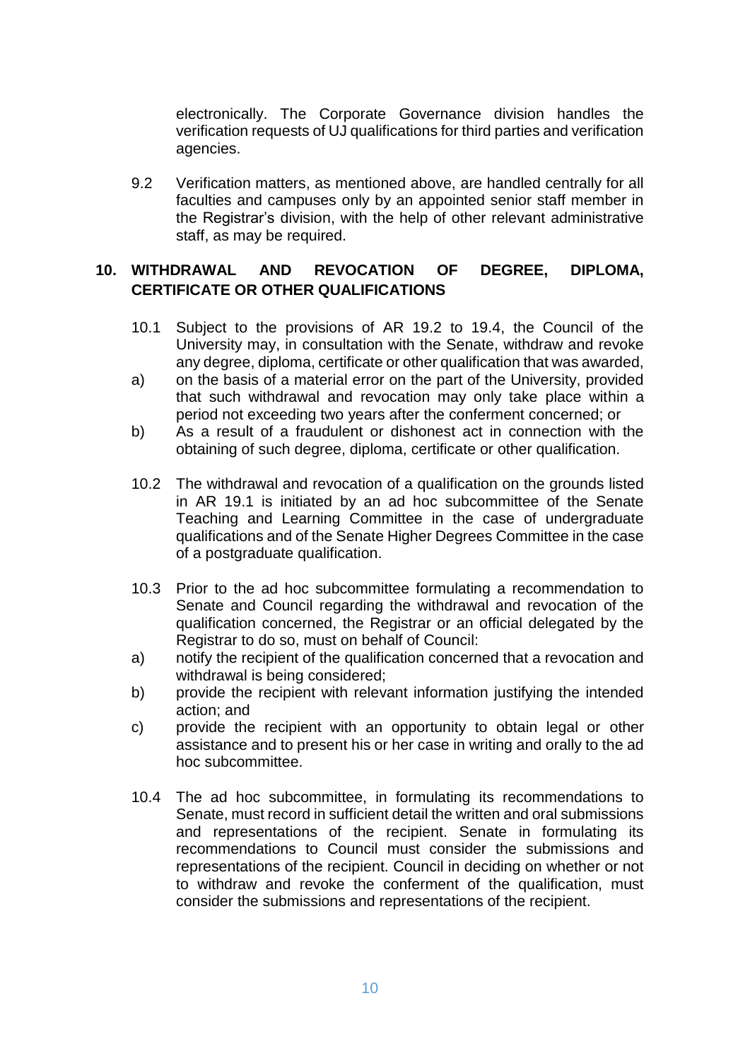electronically. The Corporate Governance division handles the verification requests of UJ qualifications for third parties and verification agencies.

9.2 Verification matters, as mentioned above, are handled centrally for all faculties and campuses only by an appointed senior staff member in the Registrar's division, with the help of other relevant administrative staff, as may be required.

## 10. WITHDRAWAL AND REVOCATION OF DEGREE, DIPLOMA, CERTIFICATE OR OTHER QUALIFICATIONS

10.1 Subject to the provisions of AR 19.2 to 19.4, the Council of the University may, in consultation with the Senate, withdraw and revoke any degree, diploma, certificate or other qualification that was awarded,

a) on the basis of a material error on the part of the University, provided that such withdrawal and revocation may only take place within a period not exceeding two years after the conferment concerned; or

b) As a result of a fraudulent or dishonest act in connection with the obtaining of such degree, diploma, certificate or other qualification.

10.2 The withdrawal and revocation of a qualification on the grounds listed in AR 19.1 is initiated by an ad hoc subcommittee of the Senate Teaching and Learning Committee in the case of undergraduate qualifications and of the Senate Higher Degrees Committee in the case of a postgraduate qualification.

10.3 Prior to the ad hoc subcommittee formulating a recommendation to Senate and Council regarding the withdrawal and revocation of the qualification concerned, the Registrar or an official delegated by the Registrar to do so, must on behalf of Council:

a) notify the recipient of the qualification concerned that a revocation and withdrawal is being considered;

b) provide the recipient with relevant information justifying the intended action; and

c) provide the recipient with an opportunity to obtain legal or other assistance and to present his or her case in writing and orally to the ad hoc subcommittee.

10.4 The ad hoc subcommittee, in formulating its recommendations to Senate, must record in sufficient detail the written and oral submissions and representations of the recipient. Senate in formulating its recommendations to Council must consider the submissions and representations of the recipient. Council in deciding on whether or not to withdraw and revoke the conferment of the qualification, must consider the submissions and representations of the recipient.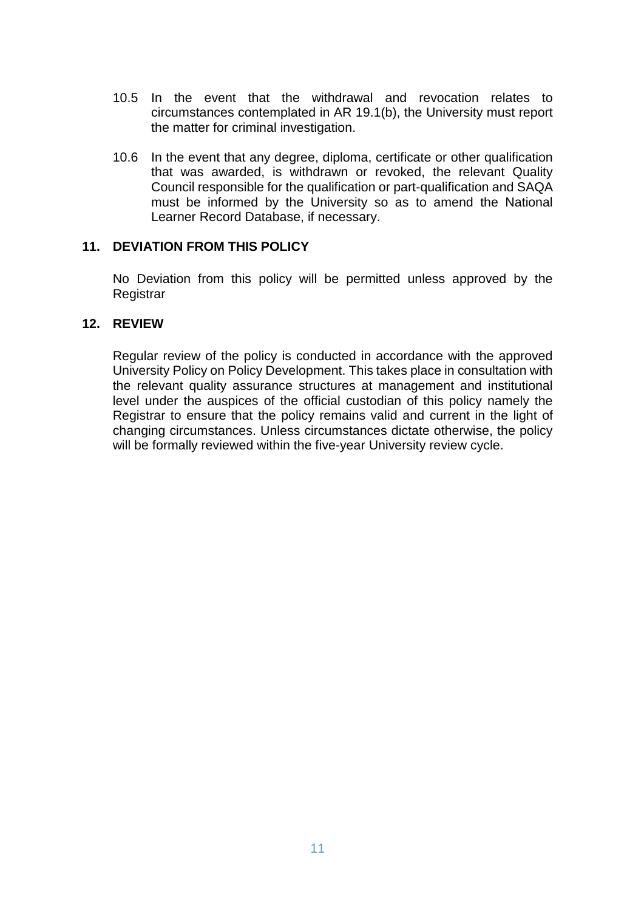10.5 In the event that the withdrawal and revocation relates to circumstances contemplated in AR 19.1(b), the University must report the matter for criminal investigation.

10.6 In the event that any degree, diploma, certificate or other qualification that was awarded, is withdrawn or revoked, the relevant Quality Council responsible for the qualification or part-qualification and SAQA must be informed by the University so as to amend the National Learner Record Database, if necessary.

## 11. DEVIATION FROM THIS POLICY

No Deviation from this policy will be permitted unless approved by the Registrar

## 12. REVIEW

Regular review of the policy is conducted in accordance with the approved University Policy on Policy Development. This takes place in consultation with the relevant quality assurance structures at management and institutional level under the auspices of the official custodian of this policy namely the Registrar to ensure that the policy remains valid and current in the light of changing circumstances. Unless circumstances dictate otherwise, the policy will be formally reviewed within the five-year University review cycle.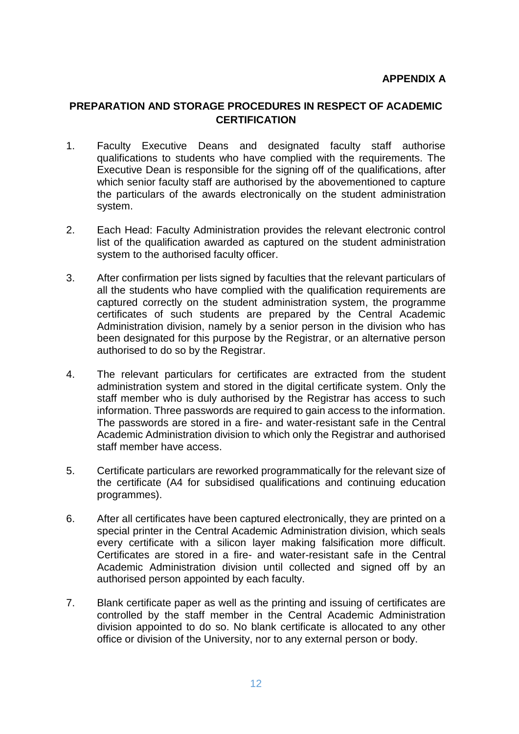**APPENDIX A**

## PREPARATION AND STORAGE PROCEDURES IN RESPECT OF ACADEMIC CERTIFICATION

1. Faculty Executive Deans and designated faculty staff authorise qualifications to students who have complied with the requirements. The Executive Dean is responsible for the signing off of the qualifications, after which senior faculty staff are authorised by the abovementioned to capture the particulars of the awards electronically on the student administration system.

2. Each Head: Faculty Administration provides the relevant electronic control list of the qualification awarded as captured on the student administration system to the authorised faculty officer.

3. After confirmation per lists signed by faculties that the relevant particulars of all the students who have complied with the qualification requirements are captured correctly on the student administration system, the programme certificates of such students are prepared by the Central Academic Administration division, namely by a senior person in the division who has been designated for this purpose by the Registrar, or an alternative person authorised to do so by the Registrar.

4. The relevant particulars for certificates are extracted from the student administration system and stored in the digital certificate system. Only the staff member who is duly authorised by the Registrar has access to such information. Three passwords are required to gain access to the information. The passwords are stored in a fire- and water-resistant safe in the Central Academic Administration division to which only the Registrar and authorised staff member have access.

5. Certificate particulars are reworked programmatically for the relevant size of the certificate (A4 for subsidised qualifications and continuing education programmes).

6. After all certificates have been captured electronically, they are printed on a special printer in the Central Academic Administration division, which seals every certificate with a silicon layer making falsification more difficult. Certificates are stored in a fire- and water-resistant safe in the Central Academic Administration division until collected and signed off by an authorised person appointed by each faculty.

7. Blank certificate paper as well as the printing and issuing of certificates are controlled by the staff member in the Central Academic Administration division appointed to do so. No blank certificate is allocated to any other office or division of the University, nor to any external person or body.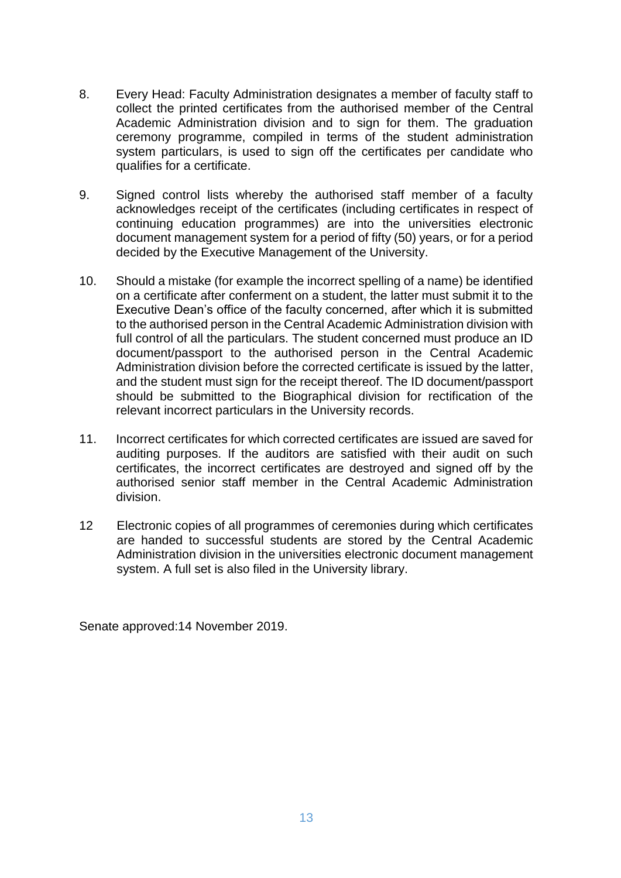8. Every Head: Faculty Administration designates a member of faculty staff to collect the printed certificates from the authorised member of the Central Academic Administration division and to sign for them. The graduation ceremony programme, compiled in terms of the student administration system particulars, is used to sign off the certificates per candidate who qualifies for a certificate.

9. Signed control lists whereby the authorised staff member of a faculty acknowledges receipt of the certificates (including certificates in respect of continuing education programmes) are into the universities electronic document management system for a period of fifty (50) years, or for a period decided by the Executive Management of the University.

10. Should a mistake (for example the incorrect spelling of a name) be identified on a certificate after conferment on a student, the latter must submit it to the Executive Dean's office of the faculty concerned, after which it is submitted to the authorised person in the Central Academic Administration division with full control of all the particulars. The student concerned must produce an ID document/passport to the authorised person in the Central Academic Administration division before the corrected certificate is issued by the latter, and the student must sign for the receipt thereof. The ID document/passport should be submitted to the Biographical division for rectification of the relevant incorrect particulars in the University records.

11. Incorrect certificates for which corrected certificates are issued are saved for auditing purposes. If the auditors are satisfied with their audit on such certificates, the incorrect certificates are destroyed and signed off by the authorised senior staff member in the Central Academic Administration division.

12 Electronic copies of all programmes of ceremonies during which certificates are handed to successful students are stored by the Central Academic Administration division in the universities electronic document management system. A full set is also filed in the University library.

Senate approved:14 November 2019.